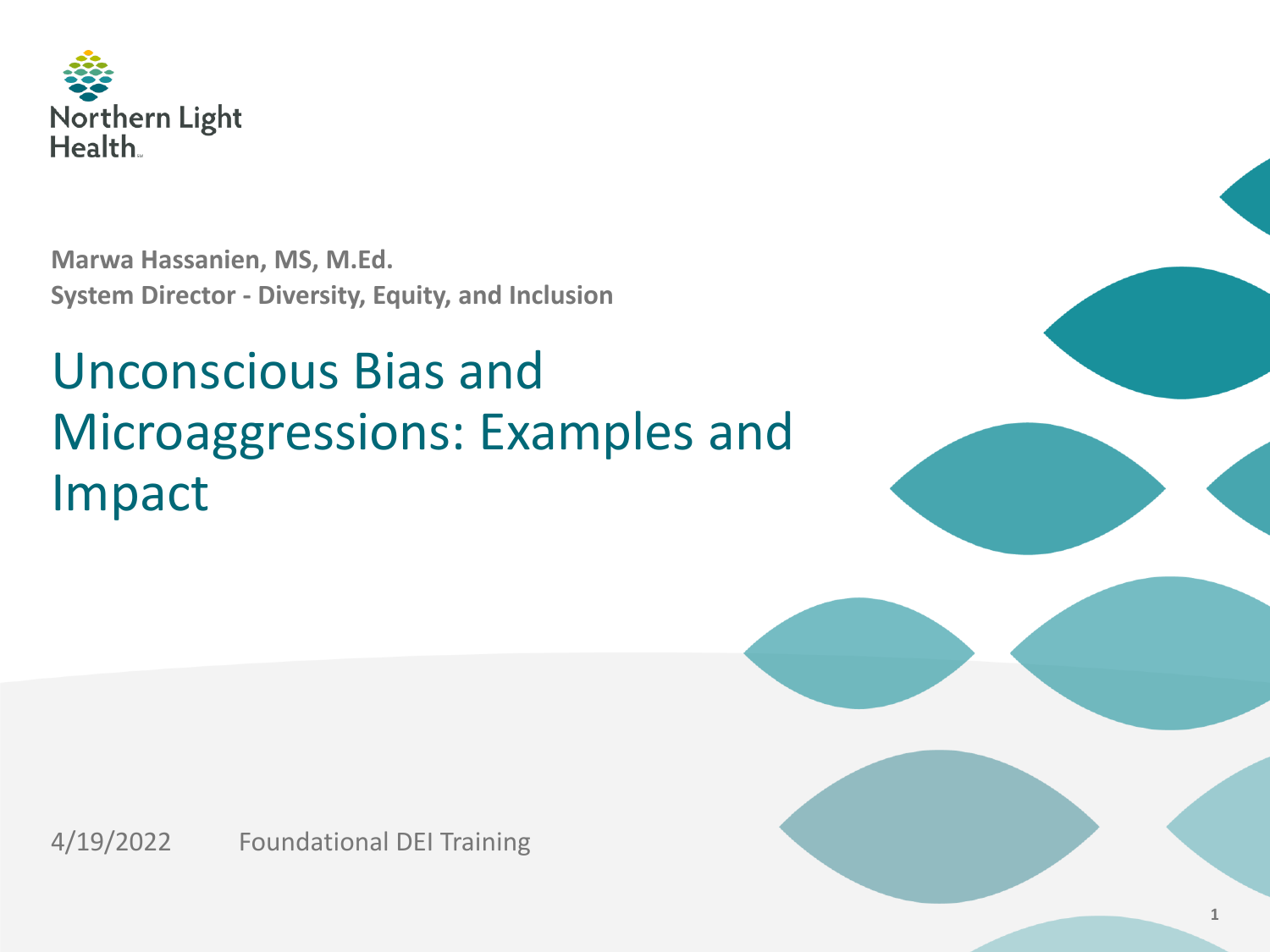Northern Light Health

**Marwa Hassanien, MS, M.Ed.**
**System Director - Diversity, Equity, and Inclusion**

# Unconscious Bias and Microaggressions: Examples and Impact

4/19/2022 Foundational DEI Training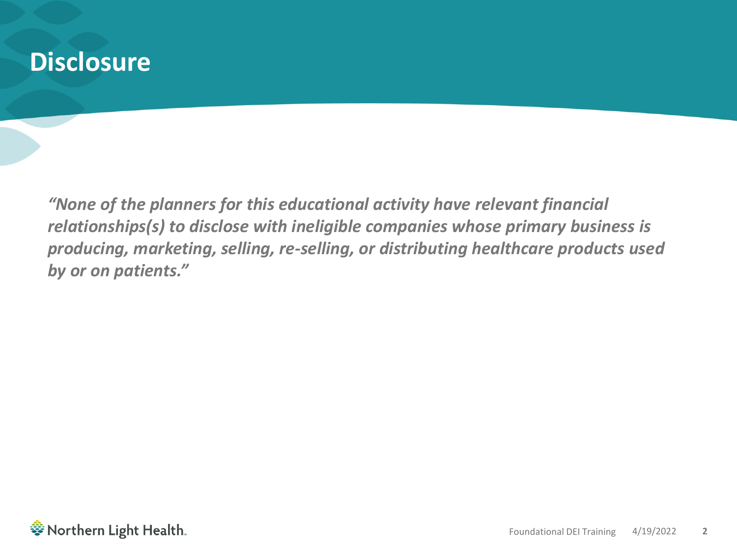# Disclosure

***"None of the planners for this educational activity have relevant financial relationships(s) to disclose with ineligible companies whose primary business is producing, marketing, selling, re-selling, or distributing healthcare products used by or on patients."***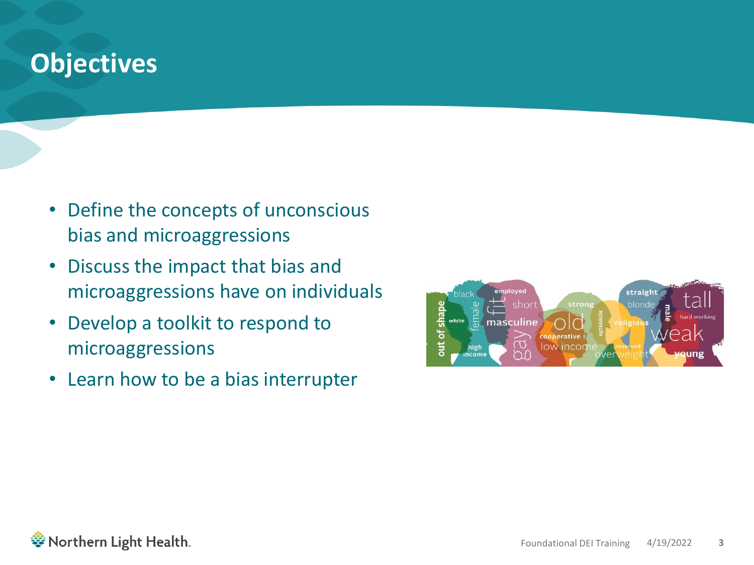# Objectives

- Define the concepts of unconscious bias and microaggressions
- Discuss the impact that bias and microaggressions have on individuals
- Develop a toolkit to respond to microaggressions
- Learn how to be a bias interrupter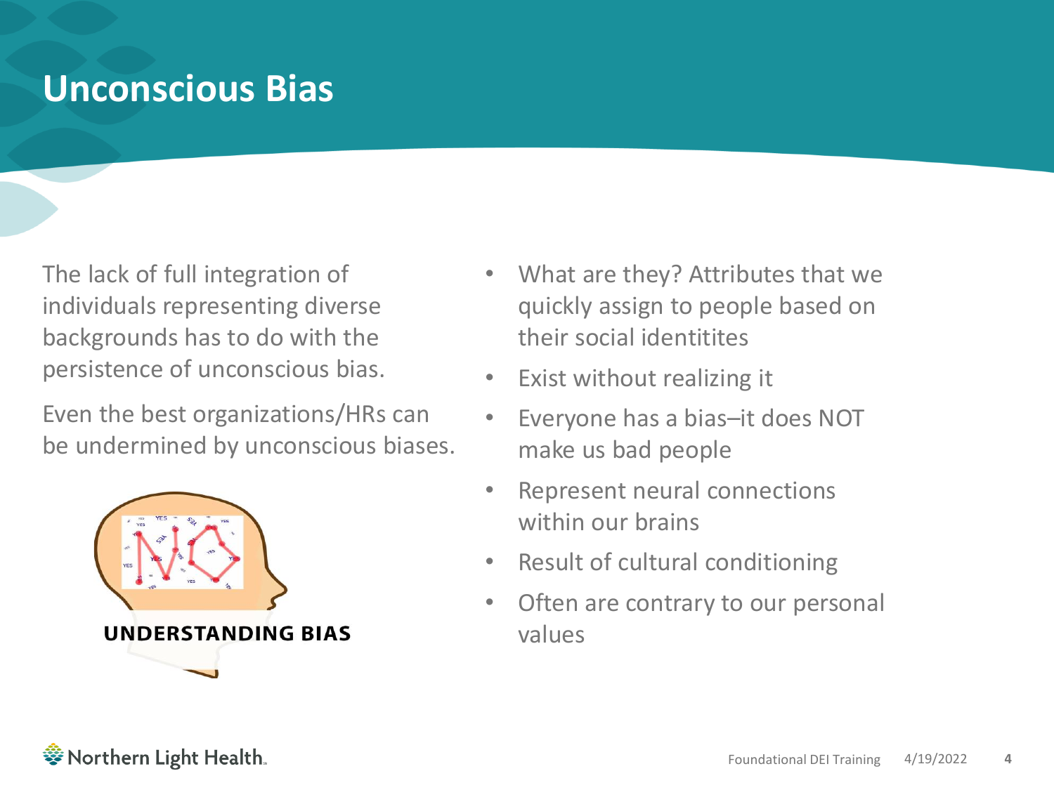# Unconscious Bias

The lack of full integration of individuals representing diverse backgrounds has to do with the persistence of unconscious bias.

Even the best organizations/HRs can be undermined by unconscious biases.

UNDERSTANDING BIAS

- What are they? Attributes that we quickly assign to people based on their social identitites
- Exist without realizing it
- Everyone has a bias–it does NOT make us bad people
- Represent neural connections within our brains
- Result of cultural conditioning
- Often are contrary to our personal values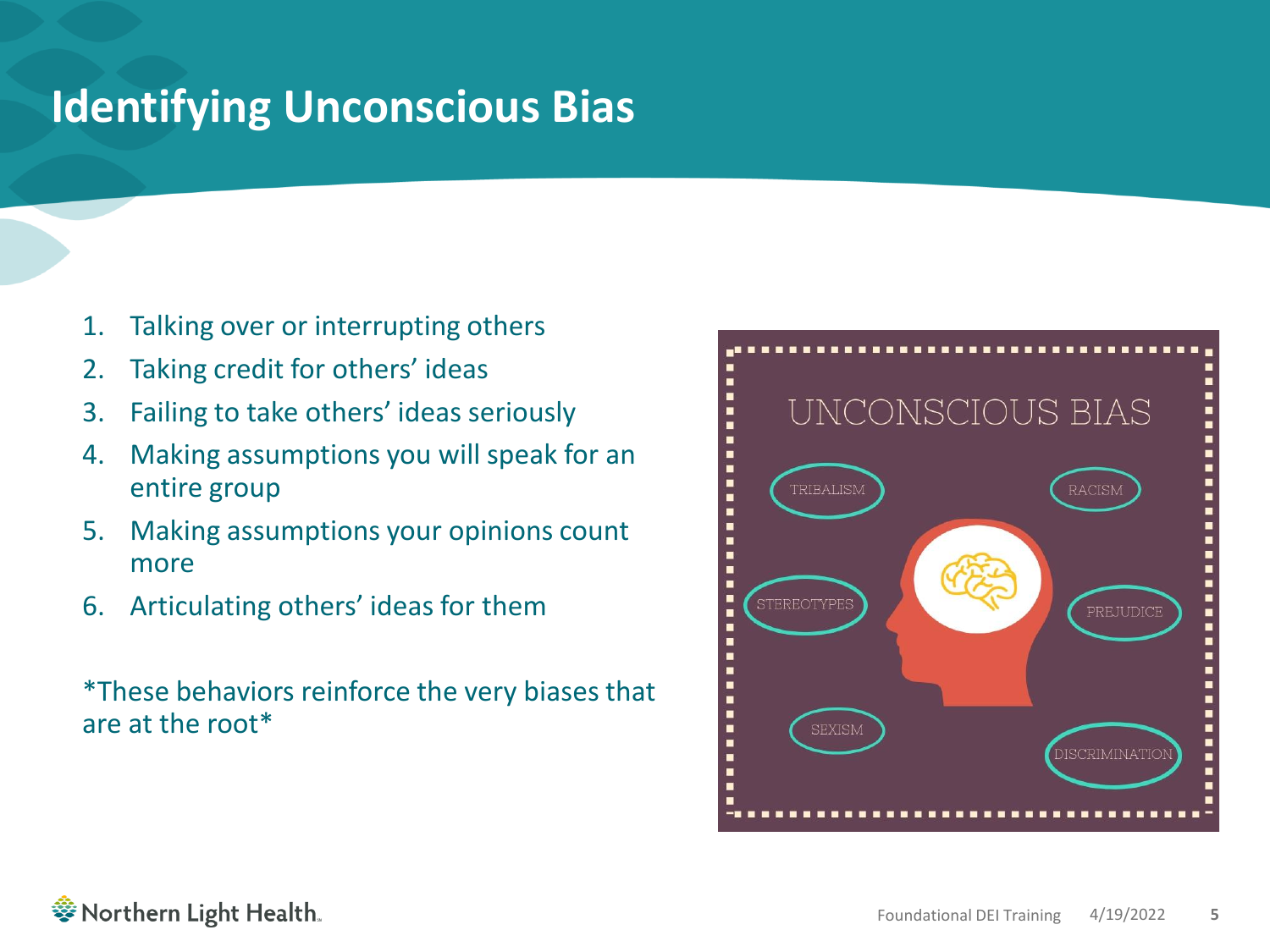# Identifying Unconscious Bias

1. Talking over or interrupting others
2. Taking credit for others' ideas
3. Failing to take others' ideas seriously
4. Making assumptions you will speak for an entire group
5. Making assumptions your opinions count more
6. Articulating others' ideas for them

*These behaviors reinforce the very biases that are at the root*

UNCONSCIOUS BIAS

TRIBALISM

RACISM

STEREOTYPES

PREJUDICE

SEXISM

DISCRIMINATION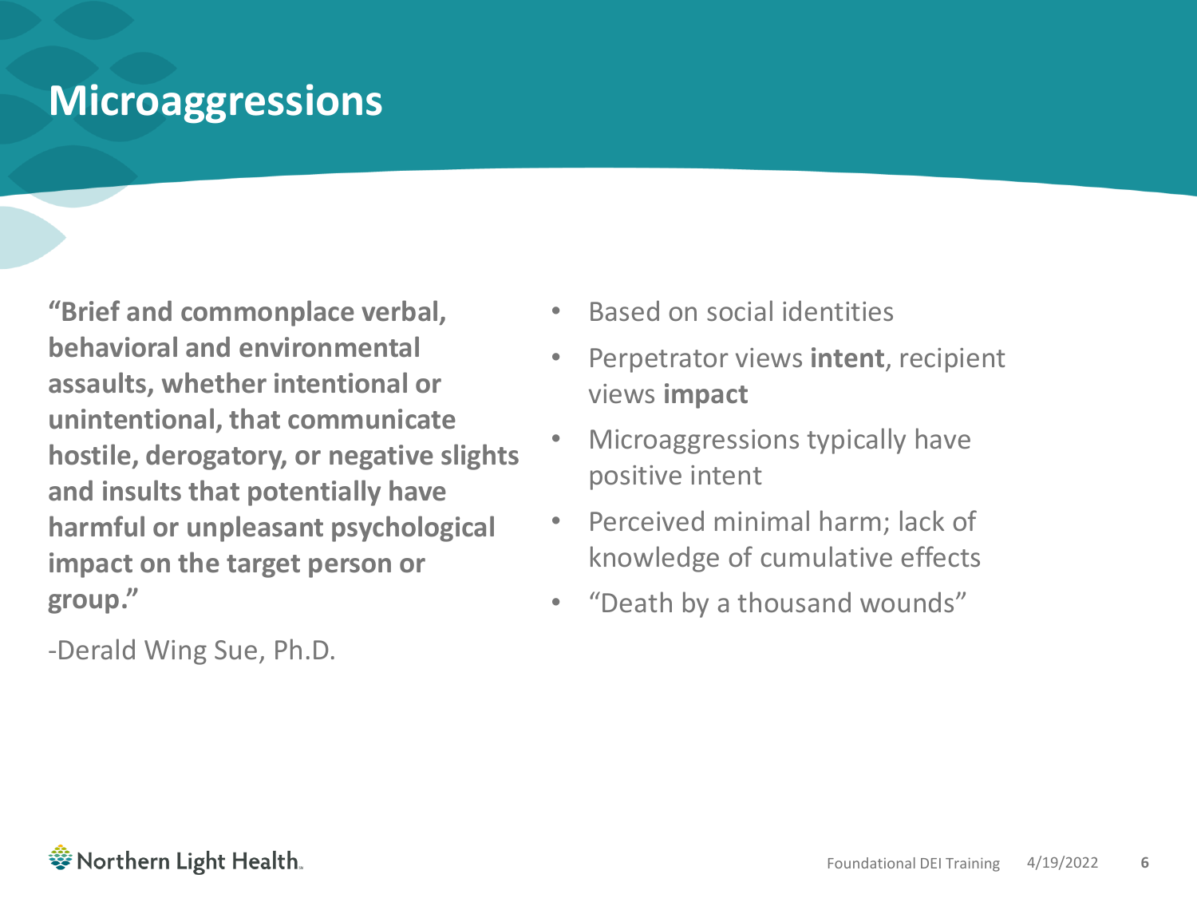# Microaggressions

**"Brief and commonplace verbal, behavioral and environmental assaults, whether intentional or unintentional, that communicate hostile, derogatory, or negative slights and insults that potentially have harmful or unpleasant psychological impact on the target person or group."**

-Derald Wing Sue, Ph.D.

- Based on social identities
- Perpetrator views **intent**, recipient views **impact**
- Microaggressions typically have positive intent
- Perceived minimal harm; lack of knowledge of cumulative effects
- "Death by a thousand wounds"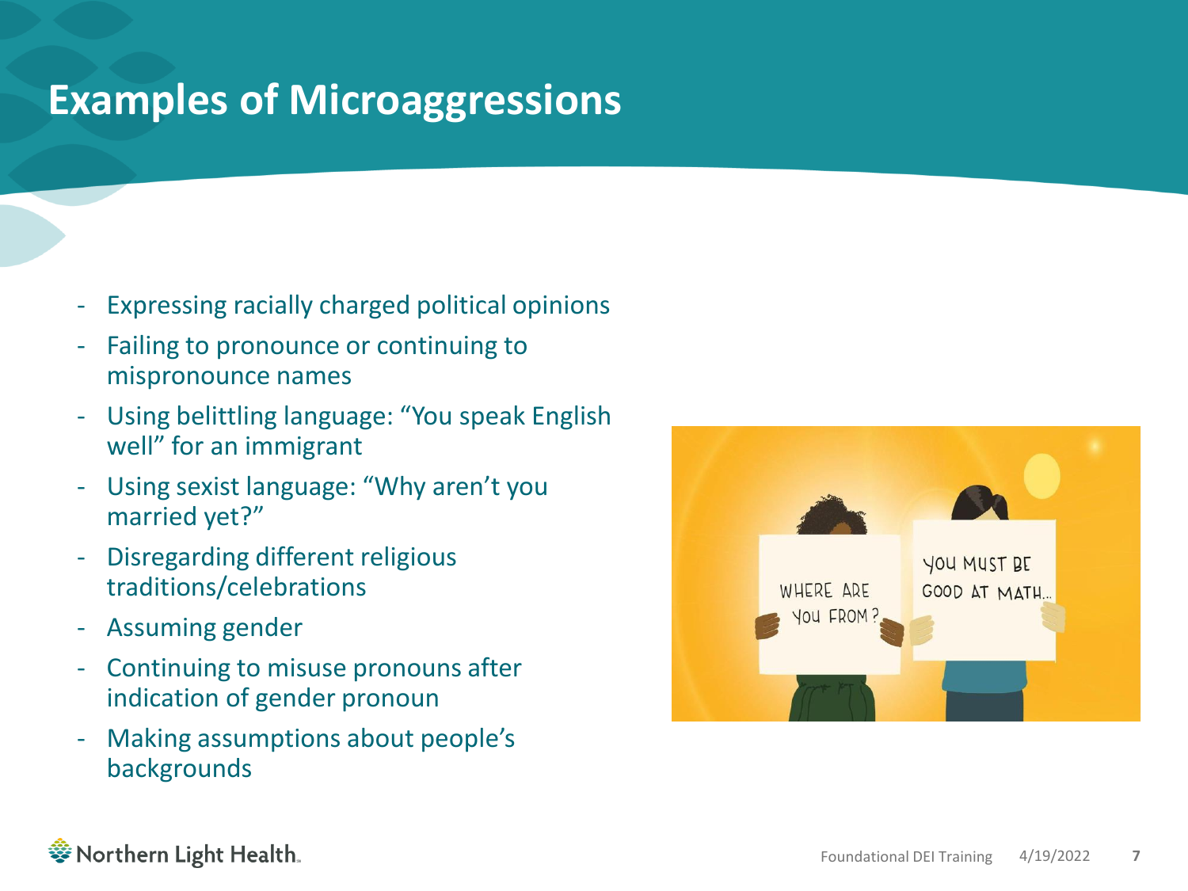# Examples of Microaggressions

- Expressing racially charged political opinions
- Failing to pronounce or continuing to mispronounce names
- Using belittling language: “You speak English well” for an immigrant
- Using sexist language: “Why aren’t you married yet?”
- Disregarding different religious traditions/celebrations
- Assuming gender
- Continuing to misuse pronouns after indication of gender pronoun
- Making assumptions about people’s backgrounds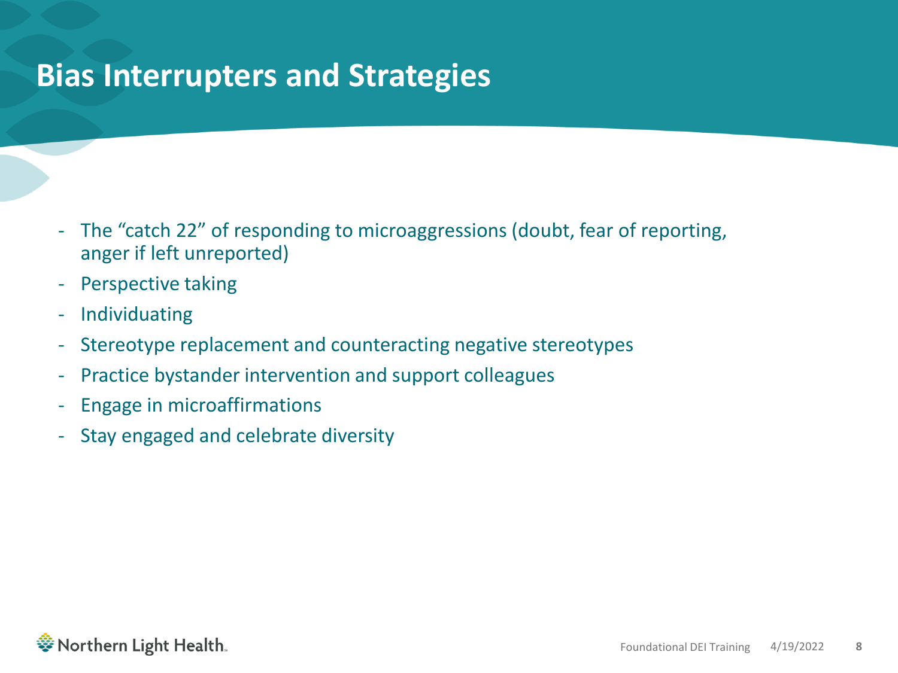# Bias Interrupters and Strategies

- The “catch 22” of responding to microaggressions (doubt, fear of reporting, anger if left unreported)
- Perspective taking
- Individuating
- Stereotype replacement and counteracting negative stereotypes
- Practice bystander intervention and support colleagues
- Engage in microaffirmations
- Stay engaged and celebrate diversity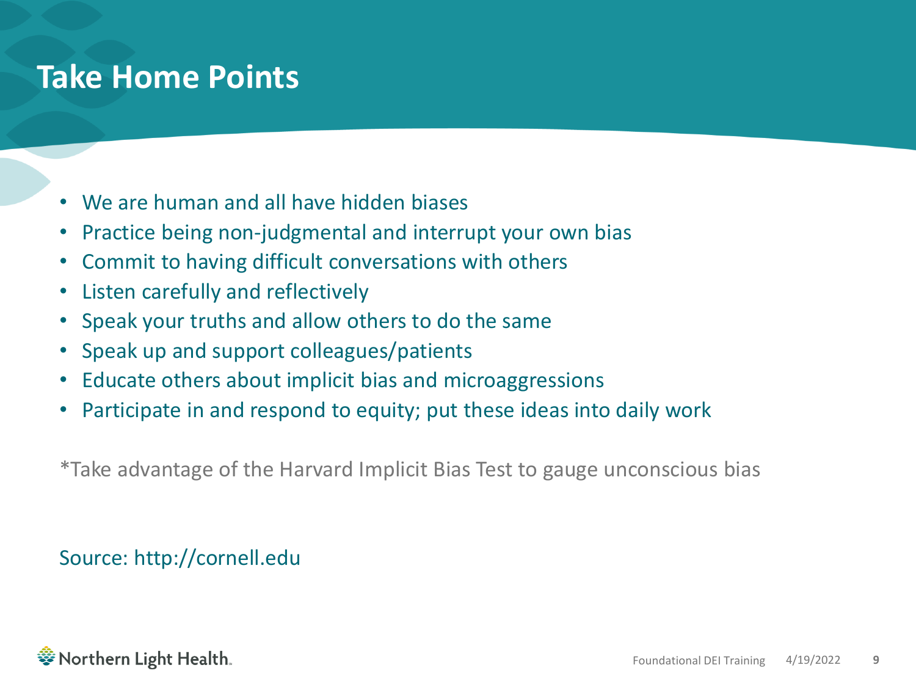# Take Home Points

- We are human and all have hidden biases
- Practice being non-judgmental and interrupt your own bias
- Commit to having difficult conversations with others
- Listen carefully and reflectively
- Speak your truths and allow others to do the same
- Speak up and support colleagues/patients
- Educate others about implicit bias and microaggressions
- Participate in and respond to equity; put these ideas into daily work

*Take advantage of the Harvard Implicit Bias Test to gauge unconscious bias

Source: http://cornell.edu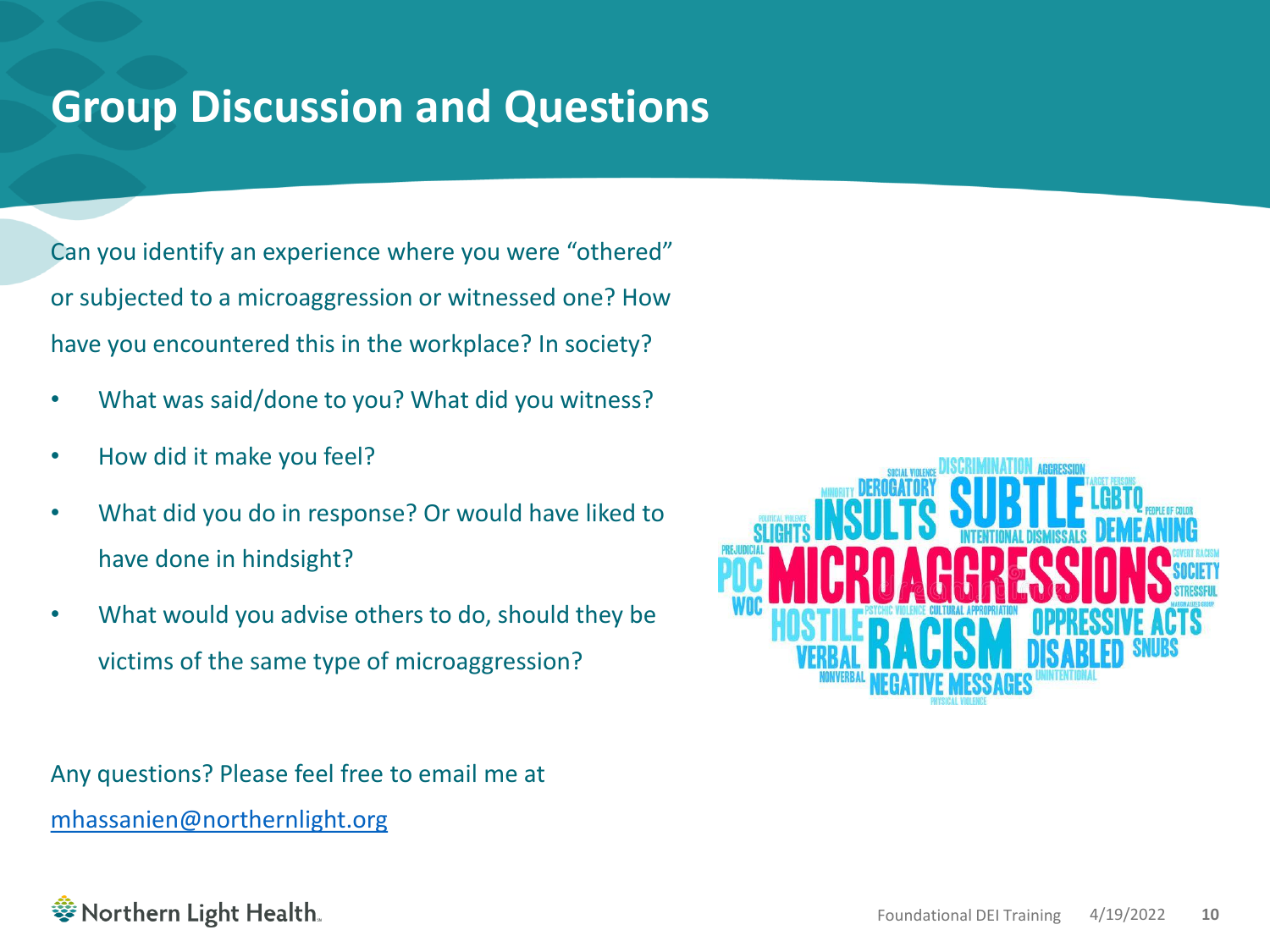# Group Discussion and Questions

Can you identify an experience where you were "othered" or subjected to a microaggression or witnessed one? How have you encountered this in the workplace? In society?

- What was said/done to you? What did you witness?
- How did it make you feel?
- What did you do in response? Or would have liked to have done in hindsight?
- What would you advise others to do, should they be victims of the same type of microaggression?

Any questions? Please feel free to email me at [mhassanien@northernlight.org](mailto:mhassanien@northernlight.org)